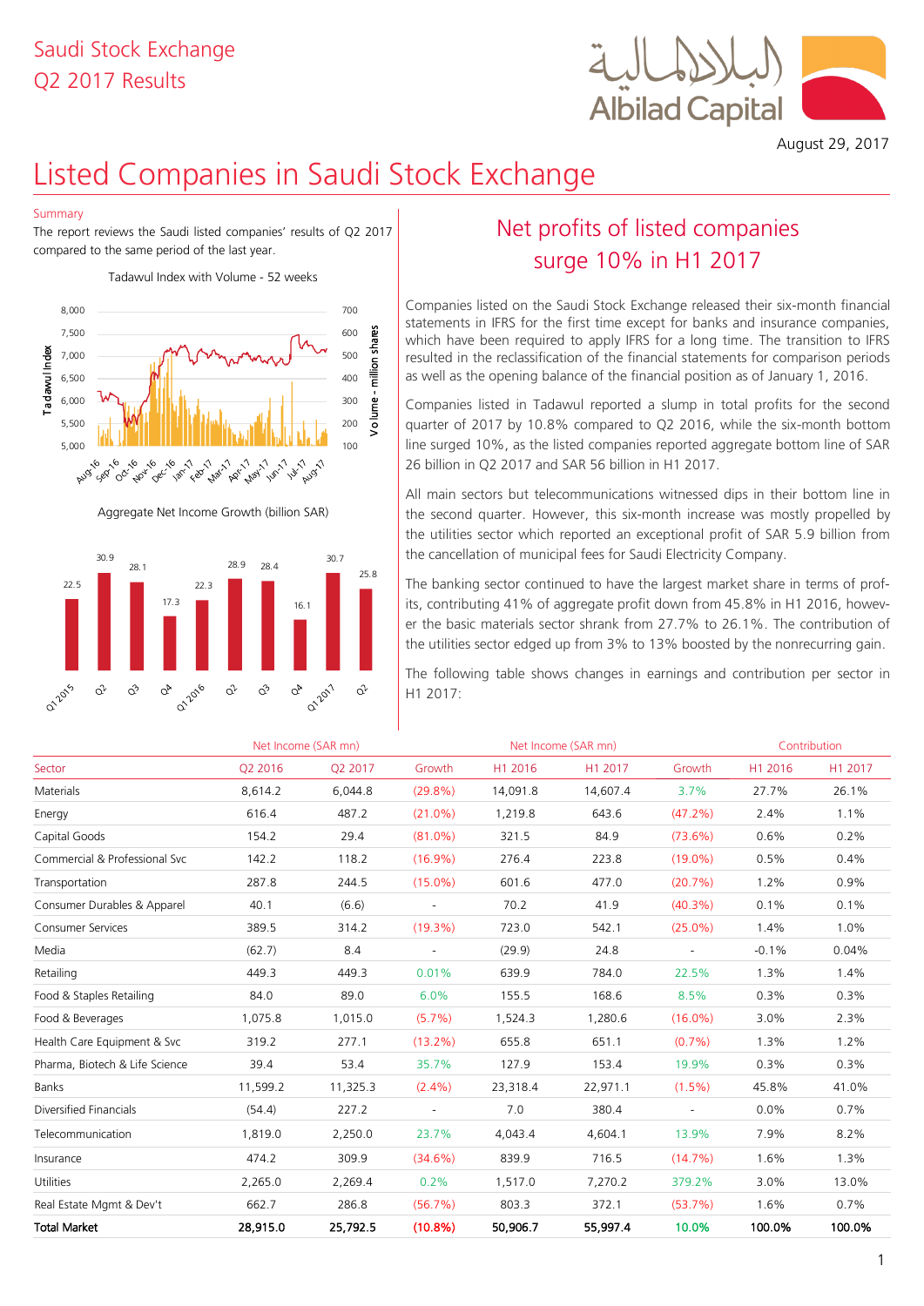Saudi Stock Exchange
Q2 2017 Results

August 29, 2017

# Listed Companies in Saudi Stock Exchange

Summary

The report reviews the Saudi listed companies' results of Q2 2017 compared to the same period of the last year.

Tadawul Index with Volume - 52 weeks

Aggregate Net Income Growth (billion SAR)

| Q1 2015 | Q2 | Q3 | Q4 | Q1 2016 | Q2 | Q3 | Q4 | Q1 2017 | Q2 |
|---|---|---|---|---|---|---|---|---|---|
| 22.5 | 30.9 | 28.1 | 17.3 | 22.3 | 28.9 | 28.4 | 16.1 | 30.7 | 25.8 |

## Net profits of listed companies surge 10% in H1 2017

Companies listed on the Saudi Stock Exchange released their six-month financial statements in IFRS for the first time except for banks and insurance companies, which have been required to apply IFRS for a long time. The transition to IFRS resulted in the reclassification of the financial statements for comparison periods as well as the opening balance of the financial position as of January 1, 2016.

Companies listed in Tadawul reported a slump in total profits for the second quarter of 2017 by 10.8% compared to Q2 2016, while the six-month bottom line surged 10%, as the listed companies reported aggregate bottom line of SAR 26 billion in Q2 2017 and SAR 56 billion in H1 2017.

All main sectors but telecommunications witnessed dips in their bottom line in the second quarter. However, this six-month increase was mostly propelled by the utilities sector which reported an exceptional profit of SAR 5.9 billion from the cancellation of municipal fees for Saudi Electricity Company.

The banking sector continued to have the largest market share in terms of profits, contributing 41% of aggregate profit down from 45.8% in H1 2016, however the basic materials sector shrank from 27.7% to 26.1%. The contribution of the utilities sector edged up from 3% to 13% boosted by the nonrecurring gain.

The following table shows changes in earnings and contribution per sector in H1 2017:

| | Net Income (SAR mn) | | | Net Income (SAR mn) | | | Contribution | |
|---|---|---|---|---|---|---|---|---|
| Sector | Q2 2016 | Q2 2017 | Growth | H1 2016 | H1 2017 | Growth | H1 2016 | H1 2017 |
| Materials | 8,614.2 | 6,044.8 | (29.8%) | 14,091.8 | 14,607.4 | 3.7% | 27.7% | 26.1% |
| Energy | 616.4 | 487.2 | (21.0%) | 1,219.8 | 643.6 | (47.2%) | 2.4% | 1.1% |
| Capital Goods | 154.2 | 29.4 | (81.0%) | 321.5 | 84.9 | (73.6%) | 0.6% | 0.2% |
| Commercial & Professional Svc | 142.2 | 118.2 | (16.9%) | 276.4 | 223.8 | (19.0%) | 0.5% | 0.4% |
| Transportation | 287.8 | 244.5 | (15.0%) | 601.6 | 477.0 | (20.7%) | 1.2% | 0.9% |
| Consumer Durables & Apparel | 40.1 | (6.6) | - | 70.2 | 41.9 | (40.3%) | 0.1% | 0.1% |
| Consumer Services | 389.5 | 314.2 | (19.3%) | 723.0 | 542.1 | (25.0%) | 1.4% | 1.0% |
| Media | (62.7) | 8.4 | - | (29.9) | 24.8 | - | -0.1% | 0.04% |
| Retailing | 449.3 | 449.3 | 0.01% | 639.9 | 784.0 | 22.5% | 1.3% | 1.4% |
| Food & Staples Retailing | 84.0 | 89.0 | 6.0% | 155.5 | 168.6 | 8.5% | 0.3% | 0.3% |
| Food & Beverages | 1,075.8 | 1,015.0 | (5.7%) | 1,524.3 | 1,280.6 | (16.0%) | 3.0% | 2.3% |
| Health Care Equipment & Svc | 319.2 | 277.1 | (13.2%) | 655.8 | 651.1 | (0.7%) | 1.3% | 1.2% |
| Pharma, Biotech & Life Science | 39.4 | 53.4 | 35.7% | 127.9 | 153.4 | 19.9% | 0.3% | 0.3% |
| Banks | 11,599.2 | 11,325.3 | (2.4%) | 23,318.4 | 22,971.1 | (1.5%) | 45.8% | 41.0% |
| Diversified Financials | (54.4) | 227.2 | - | 7.0 | 380.4 | - | 0.0% | 0.7% |
| Telecommunication | 1,819.0 | 2,250.0 | 23.7% | 4,043.4 | 4,604.1 | 13.9% | 7.9% | 8.2% |
| Insurance | 474.2 | 309.9 | (34.6%) | 839.9 | 716.5 | (14.7%) | 1.6% | 1.3% |
| Utilities | 2,265.0 | 2,269.4 | 0.2% | 1,517.0 | 7,270.2 | 379.2% | 3.0% | 13.0% |
| Real Estate Mgmt & Dev't | 662.7 | 286.8 | (56.7%) | 803.3 | 372.1 | (53.7%) | 1.6% | 0.7% |
| **Total Market** | **28,915.0** | **25,792.5** | **(10.8%)** | **50,906.7** | **55,997.4** | **10.0%** | **100.0%** | **100.0%** |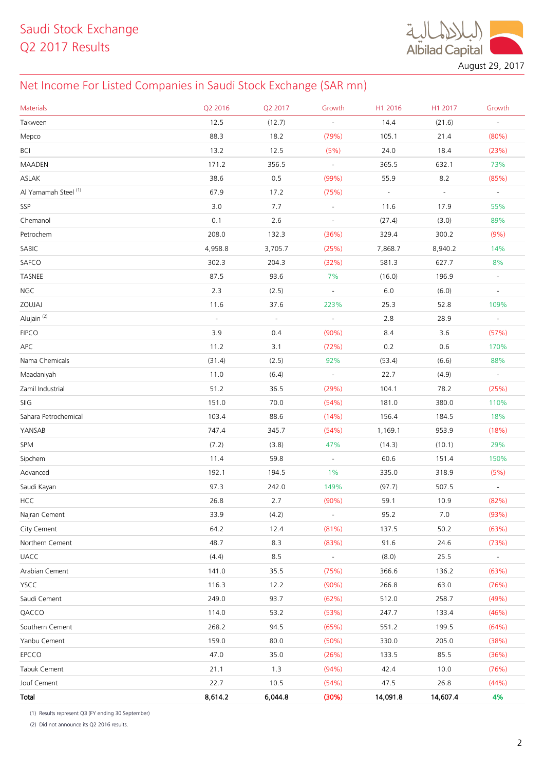Saudi Stock Exchange
Q2 2017 Results

August 29, 2017

## Net Income For Listed Companies in Saudi Stock Exchange (SAR mn)

| Materials | Q2 2016 | Q2 2017 | Growth | H1 2016 | H1 2017 | Growth |
|---|---|---|---|---|---|---|
| Takween | 12.5 | (12.7) | - | 14.4 | (21.6) | - |
| Mepco | 88.3 | 18.2 | (79%) | 105.1 | 21.4 | (80%) |
| BCI | 13.2 | 12.5 | (5%) | 24.0 | 18.4 | (23%) |
| MAADEN | 171.2 | 356.5 | - | 365.5 | 632.1 | 73% |
| ASLAK | 38.6 | 0.5 | (99%) | 55.9 | 8.2 | (85%) |
| Al Yamamah Steel [(1)] | 67.9 | 17.2 | (75%) | - | - | - |
| SSP | 3.0 | 7.7 | - | 11.6 | 17.9 | 55% |
| Chemanol | 0.1 | 2.6 | - | (27.4) | (3.0) | 89% |
| Petrochem | 208.0 | 132.3 | (36%) | 329.4 | 300.2 | (9%) |
| SABIC | 4,958.8 | 3,705.7 | (25%) | 7,868.7 | 8,940.2 | 14% |
| SAFCO | 302.3 | 204.3 | (32%) | 581.3 | 627.7 | 8% |
| TASNEE | 87.5 | 93.6 | 7% | (16.0) | 196.9 | - |
| NGC | 2.3 | (2.5) | - | 6.0 | (6.0) | - |
| ZOUJAJ | 11.6 | 37.6 | 223% | 25.3 | 52.8 | 109% |
| Alujain [(2)] | - | - | - | 2.8 | 28.9 | - |
| FIPCO | 3.9 | 0.4 | (90%) | 8.4 | 3.6 | (57%) |
| APC | 11.2 | 3.1 | (72%) | 0.2 | 0.6 | 170% |
| Nama Chemicals | (31.4) | (2.5) | 92% | (53.4) | (6.6) | 88% |
| Maadaniyah | 11.0 | (6.4) | - | 22.7 | (4.9) | - |
| Zamil Industrial | 51.2 | 36.5 | (29%) | 104.1 | 78.2 | (25%) |
| SIIG | 151.0 | 70.0 | (54%) | 181.0 | 380.0 | 110% |
| Sahara Petrochemical | 103.4 | 88.6 | (14%) | 156.4 | 184.5 | 18% |
| YANSAB | 747.4 | 345.7 | (54%) | 1,169.1 | 953.9 | (18%) |
| SPM | (7.2) | (3.8) | 47% | (14.3) | (10.1) | 29% |
| Sipchem | 11.4 | 59.8 | - | 60.6 | 151.4 | 150% |
| Advanced | 192.1 | 194.5 | 1% | 335.0 | 318.9 | (5%) |
| Saudi Kayan | 97.3 | 242.0 | 149% | (97.7) | 507.5 | - |
| HCC | 26.8 | 2.7 | (90%) | 59.1 | 10.9 | (82%) |
| Najran Cement | 33.9 | (4.2) | - | 95.2 | 7.0 | (93%) |
| City Cement | 64.2 | 12.4 | (81%) | 137.5 | 50.2 | (63%) |
| Northern Cement | 48.7 | 8.3 | (83%) | 91.6 | 24.6 | (73%) |
| UACC | (4.4) | 8.5 | - | (8.0) | 25.5 | - |
| Arabian Cement | 141.0 | 35.5 | (75%) | 366.6 | 136.2 | (63%) |
| YSCC | 116.3 | 12.2 | (90%) | 266.8 | 63.0 | (76%) |
| Saudi Cement | 249.0 | 93.7 | (62%) | 512.0 | 258.7 | (49%) |
| QACCO | 114.0 | 53.2 | (53%) | 247.7 | 133.4 | (46%) |
| Southern Cement | 268.2 | 94.5 | (65%) | 551.2 | 199.5 | (64%) |
| Yanbu Cement | 159.0 | 80.0 | (50%) | 330.0 | 205.0 | (38%) |
| EPCCO | 47.0 | 35.0 | (26%) | 133.5 | 85.5 | (36%) |
| Tabuk Cement | 21.1 | 1.3 | (94%) | 42.4 | 10.0 | (76%) |
| Jouf Cement | 22.7 | 10.5 | (54%) | 47.5 | 26.8 | (44%) |
| **Total** | **8,614.2** | **6,044.8** | **(30%)** | **14,091.8** | **14,607.4** | **4%** |

(1) Results represent Q3 (FY ending 30 September)

(2) Did not announce its Q2 2016 results.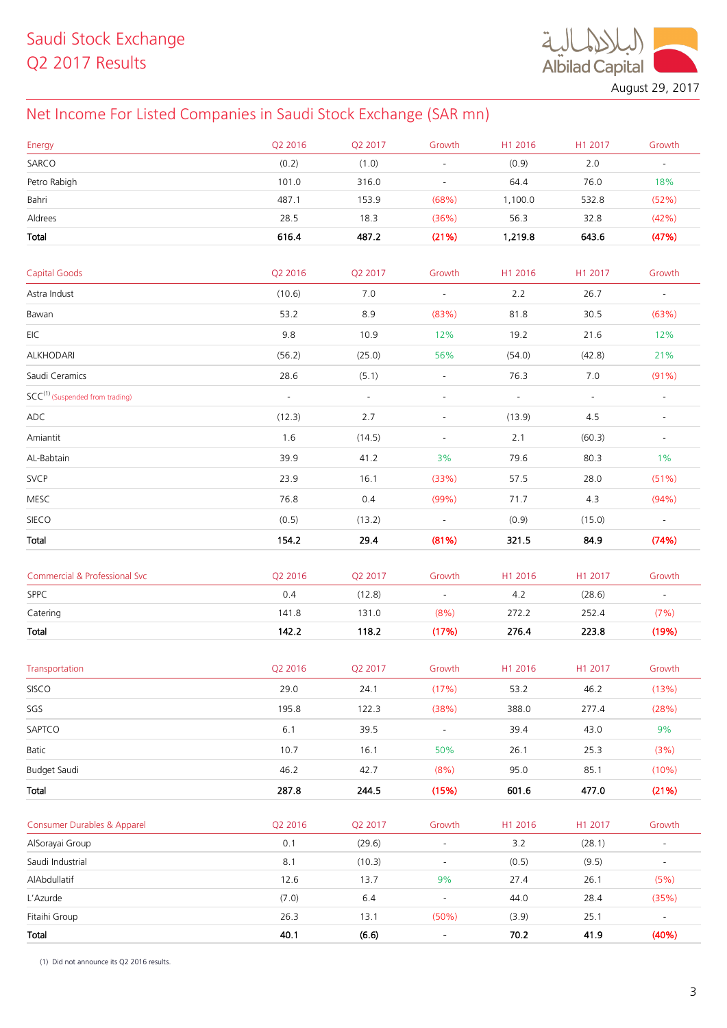# Saudi Stock Exchange
# Q2 2017 Results

August 29, 2017

## Net Income For Listed Companies in Saudi Stock Exchange (SAR mn)

| Energy | Q2 2016 | Q2 2017 | Growth | H1 2016 | H1 2017 | Growth |
|---|---|---|---|---|---|---|
| SARCO | (0.2) | (1.0) | - | (0.9) | 2.0 | - |
| Petro Rabigh | 101.0 | 316.0 | - | 64.4 | 76.0 | 18% |
| Bahri | 487.1 | 153.9 | (68%) | 1,100.0 | 532.8 | (52%) |
| Aldrees | 28.5 | 18.3 | (36%) | 56.3 | 32.8 | (42%) |
| **Total** | **616.4** | **487.2** | **(21%)** | **1,219.8** | **643.6** | **(47%)** |

| Capital Goods | Q2 2016 | Q2 2017 | Growth | H1 2016 | H1 2017 | Growth |
|---|---|---|---|---|---|---|
| Astra Indust | (10.6) | 7.0 | - | 2.2 | 26.7 | - |
| Bawan | 53.2 | 8.9 | (83%) | 81.8 | 30.5 | (63%) |
| EIC | 9.8 | 10.9 | 12% | 19.2 | 21.6 | 12% |
| ALKHODARI | (56.2) | (25.0) | 56% | (54.0) | (42.8) | 21% |
| Saudi Ceramics | 28.6 | (5.1) | - | 76.3 | 7.0 | (91%) |
| SCC[(1)] (Suspended from trading) | - | - | - | - | - | - |
| ADC | (12.3) | 2.7 | - | (13.9) | 4.5 | - |
| Amiantit | 1.6 | (14.5) | - | 2.1 | (60.3) | - |
| AL-Babtain | 39.9 | 41.2 | 3% | 79.6 | 80.3 | 1% |
| SVCP | 23.9 | 16.1 | (33%) | 57.5 | 28.0 | (51%) |
| MESC | 76.8 | 0.4 | (99%) | 71.7 | 4.3 | (94%) |
| SIECO | (0.5) | (13.2) | - | (0.9) | (15.0) | - |
| **Total** | **154.2** | **29.4** | **(81%)** | **321.5** | **84.9** | **(74%)** |

| Commercial & Professional Svc | Q2 2016 | Q2 2017 | Growth | H1 2016 | H1 2017 | Growth |
|---|---|---|---|---|---|---|
| SPPC | 0.4 | (12.8) | - | 4.2 | (28.6) | - |
| Catering | 141.8 | 131.0 | (8%) | 272.2 | 252.4 | (7%) |
| **Total** | **142.2** | **118.2** | **(17%)** | **276.4** | **223.8** | **(19%)** |

| Transportation | Q2 2016 | Q2 2017 | Growth | H1 2016 | H1 2017 | Growth |
|---|---|---|---|---|---|---|
| SISCO | 29.0 | 24.1 | (17%) | 53.2 | 46.2 | (13%) |
| SGS | 195.8 | 122.3 | (38%) | 388.0 | 277.4 | (28%) |
| SAPTCO | 6.1 | 39.5 | - | 39.4 | 43.0 | 9% |
| Batic | 10.7 | 16.1 | 50% | 26.1 | 25.3 | (3%) |
| Budget Saudi | 46.2 | 42.7 | (8%) | 95.0 | 85.1 | (10%) |
| **Total** | **287.8** | **244.5** | **(15%)** | **601.6** | **477.0** | **(21%)** |

| Consumer Durables & Apparel | Q2 2016 | Q2 2017 | Growth | H1 2016 | H1 2017 | Growth |
|---|---|---|---|---|---|---|
| AlSorayai Group | 0.1 | (29.6) | - | 3.2 | (28.1) | - |
| Saudi Industrial | 8.1 | (10.3) | - | (0.5) | (9.5) | - |
| AlAbdullatif | 12.6 | 13.7 | 9% | 27.4 | 26.1 | (5%) |
| L'Azurde | (7.0) | 6.4 | - | 44.0 | 28.4 | (35%) |
| Fitaihi Group | 26.3 | 13.1 | (50%) | (3.9) | 25.1 | - |
| **Total** | **40.1** | **(6.6)** | **-** | **70.2** | **41.9** | **(40%)** |

(1) Did not announce its Q2 2016 results.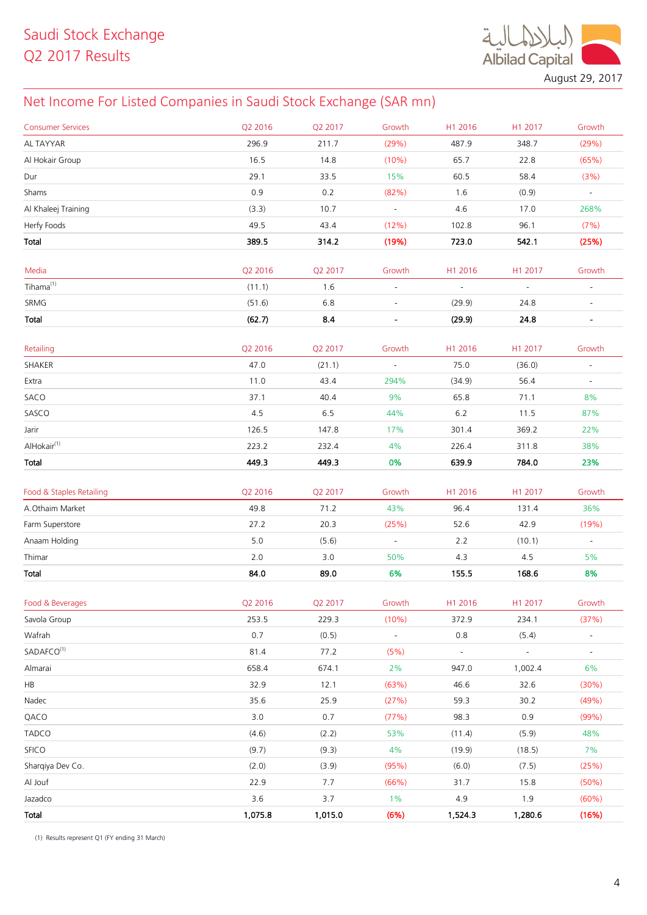Saudi Stock Exchange
Q2 2017 Results

August 29, 2017

## Net Income For Listed Companies in Saudi Stock Exchange (SAR mn)

| Consumer Services | Q2 2016 | Q2 2017 | Growth | H1 2016 | H1 2017 | Growth |
|---|---|---|---|---|---|---|
| AL TAYYAR | 296.9 | 211.7 | (29%) | 487.9 | 348.7 | (29%) |
| Al Hokair Group | 16.5 | 14.8 | (10%) | 65.7 | 22.8 | (65%) |
| Dur | 29.1 | 33.5 | 15% | 60.5 | 58.4 | (3%) |
| Shams | 0.9 | 0.2 | (82%) | 1.6 | (0.9) | - |
| Al Khaleej Training | (3.3) | 10.7 | - | 4.6 | 17.0 | 268% |
| Herfy Foods | 49.5 | 43.4 | (12%) | 102.8 | 96.1 | (7%) |
| **Total** | **389.5** | **314.2** | **(19%)** | **723.0** | **542.1** | **(25%)** |

| Media | Q2 2016 | Q2 2017 | Growth | H1 2016 | H1 2017 | Growth |
|---|---|---|---|---|---|---|
| Tihama[1] | (11.1) | 1.6 | - | - | - | - |
| SRMG | (51.6) | 6.8 | - | (29.9) | 24.8 | - |
| **Total** | **(62.7)** | **8.4** | **-** | **(29.9)** | **24.8** | **-** |

| Retailing | Q2 2016 | Q2 2017 | Growth | H1 2016 | H1 2017 | Growth |
|---|---|---|---|---|---|---|
| SHAKER | 47.0 | (21.1) | - | 75.0 | (36.0) | - |
| Extra | 11.0 | 43.4 | 294% | (34.9) | 56.4 | - |
| SACO | 37.1 | 40.4 | 9% | 65.8 | 71.1 | 8% |
| SASCO | 4.5 | 6.5 | 44% | 6.2 | 11.5 | 87% |
| Jarir | 126.5 | 147.8 | 17% | 301.4 | 369.2 | 22% |
| AlHokair[1] | 223.2 | 232.4 | 4% | 226.4 | 311.8 | 38% |
| **Total** | **449.3** | **449.3** | **0%** | **639.9** | **784.0** | **23%** |

| Food & Staples Retailing | Q2 2016 | Q2 2017 | Growth | H1 2016 | H1 2017 | Growth |
|---|---|---|---|---|---|---|
| A.Othaim Market | 49.8 | 71.2 | 43% | 96.4 | 131.4 | 36% |
| Farm Superstore | 27.2 | 20.3 | (25%) | 52.6 | 42.9 | (19%) |
| Anaam Holding | 5.0 | (5.6) | - | 2.2 | (10.1) | - |
| Thimar | 2.0 | 3.0 | 50% | 4.3 | 4.5 | 5% |
| **Total** | **84.0** | **89.0** | **6%** | **155.5** | **168.6** | **8%** |

| Food & Beverages | Q2 2016 | Q2 2017 | Growth | H1 2016 | H1 2017 | Growth |
|---|---|---|---|---|---|---|
| Savola Group | 253.5 | 229.3 | (10%) | 372.9 | 234.1 | (37%) |
| Wafrah | 0.7 | (0.5) | - | 0.8 | (5.4) | - |
| SADAFCO[1] | 81.4 | 77.2 | (5%) | - | - | - |
| Almarai | 658.4 | 674.1 | 2% | 947.0 | 1,002.4 | 6% |
| HB | 32.9 | 12.1 | (63%) | 46.6 | 32.6 | (30%) |
| Nadec | 35.6 | 25.9 | (27%) | 59.3 | 30.2 | (49%) |
| QACO | 3.0 | 0.7 | (77%) | 98.3 | 0.9 | (99%) |
| TADCO | (4.6) | (2.2) | 53% | (11.4) | (5.9) | 48% |
| SFICO | (9.7) | (9.3) | 4% | (19.9) | (18.5) | 7% |
| Sharqiya Dev Co. | (2.0) | (3.9) | (95%) | (6.0) | (7.5) | (25%) |
| Al Jouf | 22.9 | 7.7 | (66%) | 31.7 | 15.8 | (50%) |
| Jazadco | 3.6 | 3.7 | 1% | 4.9 | 1.9 | (60%) |
| **Total** | **1,075.8** | **1,015.0** | **(6%)** | **1,524.3** | **1,280.6** | **(16%)** |

(1) Results represent Q1 (FY ending 31 March)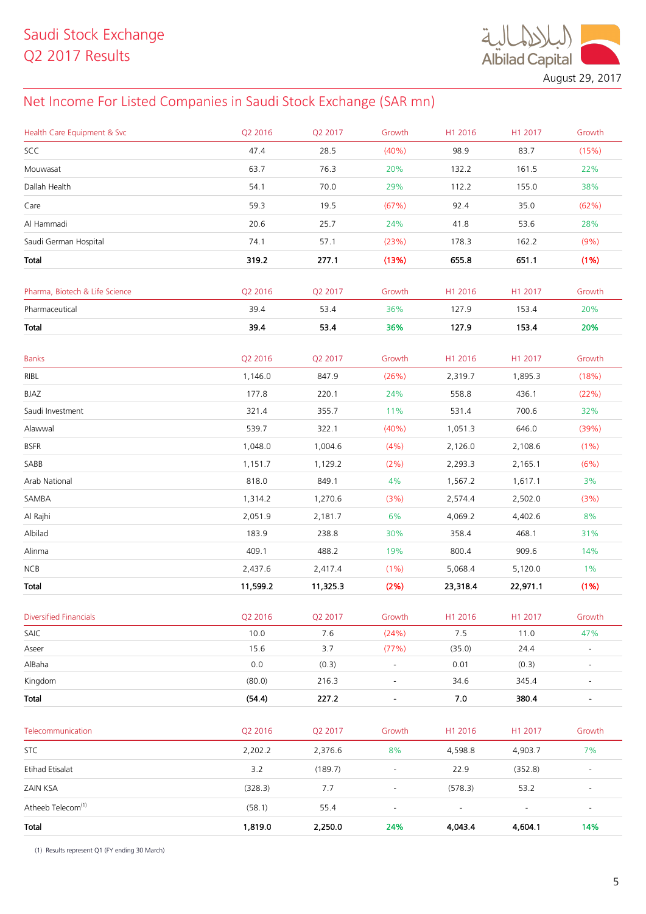# Saudi Stock Exchange
# Q2 2017 Results

August 29, 2017

## Net Income For Listed Companies in Saudi Stock Exchange (SAR mn)

| Health Care Equipment & Svc | Q2 2016 | Q2 2017 | Growth | H1 2016 | H1 2017 | Growth |
|---|---|---|---|---|---|---|
| SCC | 47.4 | 28.5 | (40%) | 98.9 | 83.7 | (15%) |
| Mouwasat | 63.7 | 76.3 | 20% | 132.2 | 161.5 | 22% |
| Dallah Health | 54.1 | 70.0 | 29% | 112.2 | 155.0 | 38% |
| Care | 59.3 | 19.5 | (67%) | 92.4 | 35.0 | (62%) |
| Al Hammadi | 20.6 | 25.7 | 24% | 41.8 | 53.6 | 28% |
| Saudi German Hospital | 74.1 | 57.1 | (23%) | 178.3 | 162.2 | (9%) |
| **Total** | **319.2** | **277.1** | **(13%)** | **655.8** | **651.1** | **(1%)** |

| Pharma, Biotech & Life Science | Q2 2016 | Q2 2017 | Growth | H1 2016 | H1 2017 | Growth |
|---|---|---|---|---|---|---|
| Pharmaceutical | 39.4 | 53.4 | 36% | 127.9 | 153.4 | 20% |
| **Total** | **39.4** | **53.4** | **36%** | **127.9** | **153.4** | **20%** |

| Banks | Q2 2016 | Q2 2017 | Growth | H1 2016 | H1 2017 | Growth |
|---|---|---|---|---|---|---|
| RIBL | 1,146.0 | 847.9 | (26%) | 2,319.7 | 1,895.3 | (18%) |
| BJAZ | 177.8 | 220.1 | 24% | 558.8 | 436.1 | (22%) |
| Saudi Investment | 321.4 | 355.7 | 11% | 531.4 | 700.6 | 32% |
| Alawwal | 539.7 | 322.1 | (40%) | 1,051.3 | 646.0 | (39%) |
| BSFR | 1,048.0 | 1,004.6 | (4%) | 2,126.0 | 2,108.6 | (1%) |
| SABB | 1,151.7 | 1,129.2 | (2%) | 2,293.3 | 2,165.1 | (6%) |
| Arab National | 818.0 | 849.1 | 4% | 1,567.2 | 1,617.1 | 3% |
| SAMBA | 1,314.2 | 1,270.6 | (3%) | 2,574.4 | 2,502.0 | (3%) |
| Al Rajhi | 2,051.9 | 2,181.7 | 6% | 4,069.2 | 4,402.6 | 8% |
| Albilad | 183.9 | 238.8 | 30% | 358.4 | 468.1 | 31% |
| Alinma | 409.1 | 488.2 | 19% | 800.4 | 909.6 | 14% |
| NCB | 2,437.6 | 2,417.4 | (1%) | 5,068.4 | 5,120.0 | 1% |
| **Total** | **11,599.2** | **11,325.3** | **(2%)** | **23,318.4** | **22,971.1** | **(1%)** |

| Diversified Financials | Q2 2016 | Q2 2017 | Growth | H1 2016 | H1 2017 | Growth |
|---|---|---|---|---|---|---|
| SAIC | 10.0 | 7.6 | (24%) | 7.5 | 11.0 | 47% |
| Aseer | 15.6 | 3.7 | (77%) | (35.0) | 24.4 | - |
| AlBaha | 0.0 | (0.3) | - | 0.01 | (0.3) | - |
| Kingdom | (80.0) | 216.3 | - | 34.6 | 345.4 | - |
| **Total** | **(54.4)** | **227.2** | **-** | **7.0** | **380.4** | **-** |

| Telecommunication | Q2 2016 | Q2 2017 | Growth | H1 2016 | H1 2017 | Growth |
|---|---|---|---|---|---|---|
| STC | 2,202.2 | 2,376.6 | 8% | 4,598.8 | 4,903.7 | 7% |
| Etihad Etisalat | 3.2 | (189.7) | - | 22.9 | (352.8) | - |
| ZAIN KSA | (328.3) | 7.7 | - | (578.3) | 53.2 | - |
| Atheeb Telecom[1] | (58.1) | 55.4 | - | - | - | - |
| **Total** | **1,819.0** | **2,250.0** | **24%** | **4,043.4** | **4,604.1** | **14%** |

(1) Results represent Q1 (FY ending 30 March)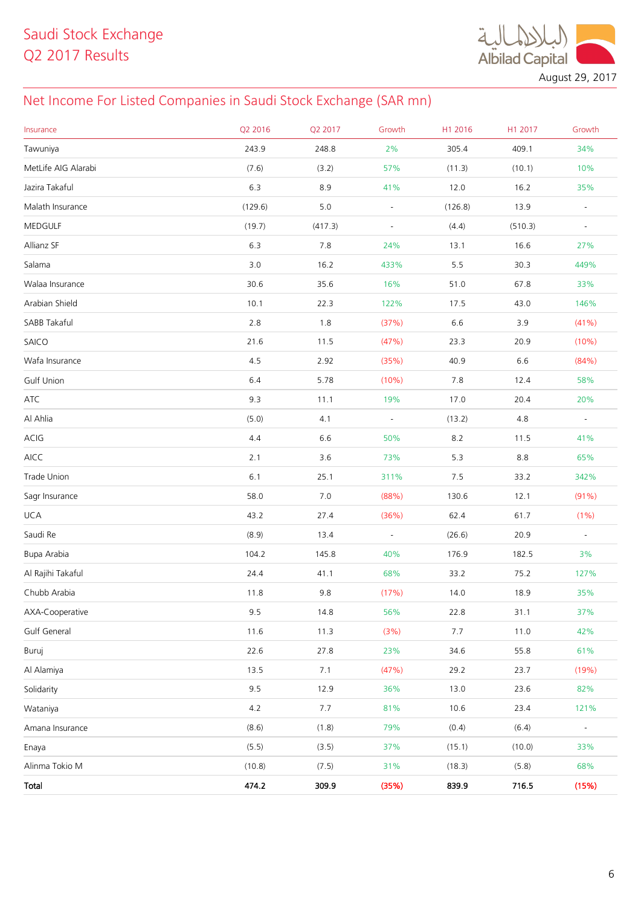Saudi Stock Exchange
Q2 2017 Results

August 29, 2017

## Net Income For Listed Companies in Saudi Stock Exchange (SAR mn)

| Insurance | Q2 2016 | Q2 2017 | Growth | H1 2016 | H1 2017 | Growth |
|---|---|---|---|---|---|---|
| Tawuniya | 243.9 | 248.8 | 2% | 305.4 | 409.1 | 34% |
| MetLife AIG Alarabi | (7.6) | (3.2) | 57% | (11.3) | (10.1) | 10% |
| Jazira Takaful | 6.3 | 8.9 | 41% | 12.0 | 16.2 | 35% |
| Malath Insurance | (129.6) | 5.0 | - | (126.8) | 13.9 | - |
| MEDGULF | (19.7) | (417.3) | - | (4.4) | (510.3) | - |
| Allianz SF | 6.3 | 7.8 | 24% | 13.1 | 16.6 | 27% |
| Salama | 3.0 | 16.2 | 433% | 5.5 | 30.3 | 449% |
| Walaa Insurance | 30.6 | 35.6 | 16% | 51.0 | 67.8 | 33% |
| Arabian Shield | 10.1 | 22.3 | 122% | 17.5 | 43.0 | 146% |
| SABB Takaful | 2.8 | 1.8 | (37%) | 6.6 | 3.9 | (41%) |
| SAICO | 21.6 | 11.5 | (47%) | 23.3 | 20.9 | (10%) |
| Wafa Insurance | 4.5 | 2.92 | (35%) | 40.9 | 6.6 | (84%) |
| Gulf Union | 6.4 | 5.78 | (10%) | 7.8 | 12.4 | 58% |
| ATC | 9.3 | 11.1 | 19% | 17.0 | 20.4 | 20% |
| Al Ahlia | (5.0) | 4.1 | - | (13.2) | 4.8 | - |
| ACIG | 4.4 | 6.6 | 50% | 8.2 | 11.5 | 41% |
| AICC | 2.1 | 3.6 | 73% | 5.3 | 8.8 | 65% |
| Trade Union | 6.1 | 25.1 | 311% | 7.5 | 33.2 | 342% |
| Sagr Insurance | 58.0 | 7.0 | (88%) | 130.6 | 12.1 | (91%) |
| UCA | 43.2 | 27.4 | (36%) | 62.4 | 61.7 | (1%) |
| Saudi Re | (8.9) | 13.4 | - | (26.6) | 20.9 | - |
| Bupa Arabia | 104.2 | 145.8 | 40% | 176.9 | 182.5 | 3% |
| Al Rajihi Takaful | 24.4 | 41.1 | 68% | 33.2 | 75.2 | 127% |
| Chubb Arabia | 11.8 | 9.8 | (17%) | 14.0 | 18.9 | 35% |
| AXA-Cooperative | 9.5 | 14.8 | 56% | 22.8 | 31.1 | 37% |
| Gulf General | 11.6 | 11.3 | (3%) | 7.7 | 11.0 | 42% |
| Buruj | 22.6 | 27.8 | 23% | 34.6 | 55.8 | 61% |
| Al Alamiya | 13.5 | 7.1 | (47%) | 29.2 | 23.7 | (19%) |
| Solidarity | 9.5 | 12.9 | 36% | 13.0 | 23.6 | 82% |
| Wataniya | 4.2 | 7.7 | 81% | 10.6 | 23.4 | 121% |
| Amana Insurance | (8.6) | (1.8) | 79% | (0.4) | (6.4) | - |
| Enaya | (5.5) | (3.5) | 37% | (15.1) | (10.0) | 33% |
| Alinma Tokio M | (10.8) | (7.5) | 31% | (18.3) | (5.8) | 68% |
| **Total** | **474.2** | **309.9** | **(35%)** | **839.9** | **716.5** | **(15%)** |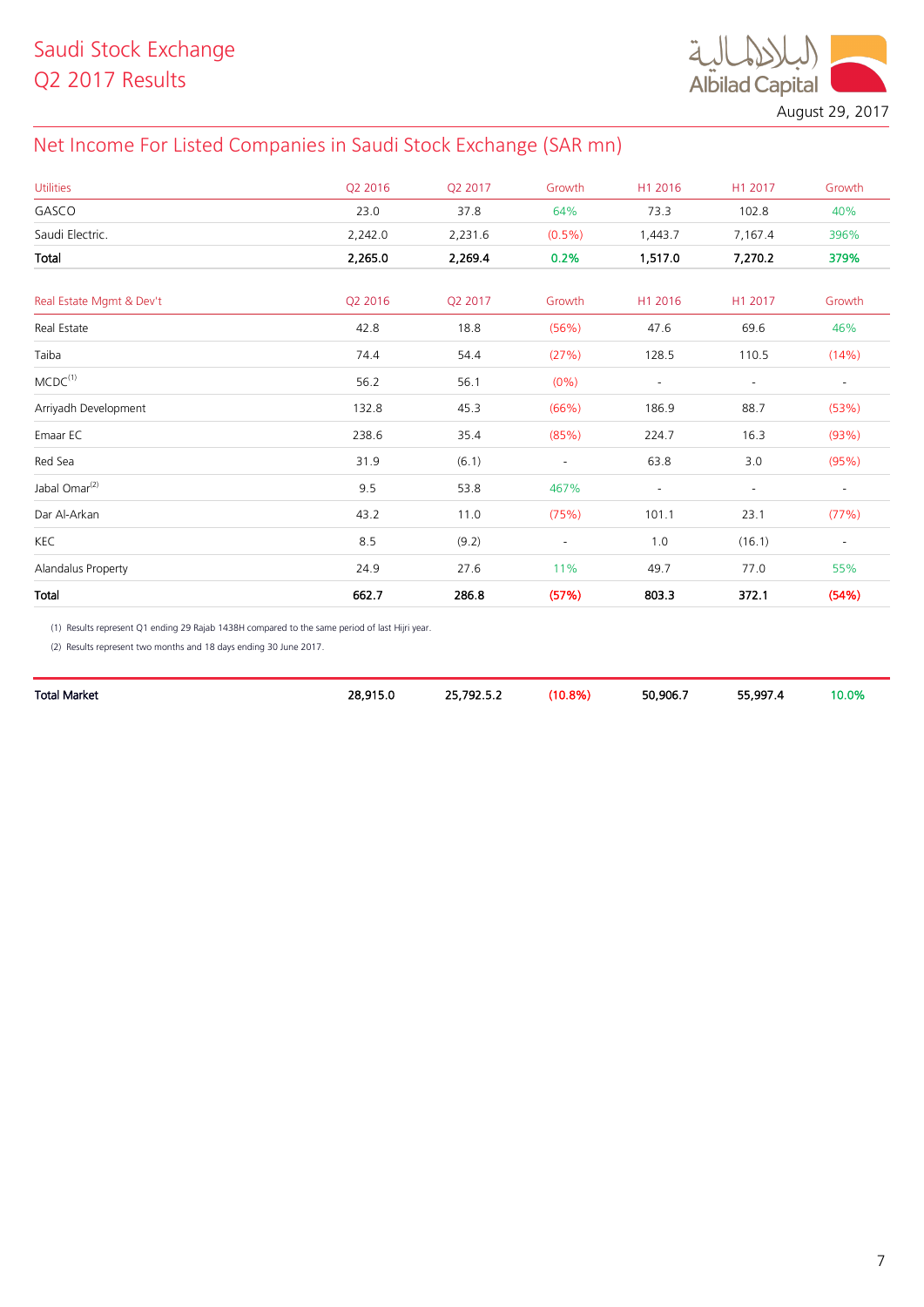Saudi Stock Exchange
Q2 2017 Results

August 29, 2017

## Net Income For Listed Companies in Saudi Stock Exchange (SAR mn)

| Utilities | Q2 2016 | Q2 2017 | Growth | H1 2016 | H1 2017 | Growth |
|---|---|---|---|---|---|---|
| GASCO | 23.0 | 37.8 | 64% | 73.3 | 102.8 | 40% |
| Saudi Electric. | 2,242.0 | 2,231.6 | (0.5%) | 1,443.7 | 7,167.4 | 396% |
| **Total** | **2,265.0** | **2,269.4** | **0.2%** | **1,517.0** | **7,270.2** | **379%** |

| Real Estate Mgmt & Dev't | Q2 2016 | Q2 2017 | Growth | H1 2016 | H1 2017 | Growth |
|---|---|---|---|---|---|---|
| Real Estate | 42.8 | 18.8 | (56%) | 47.6 | 69.6 | 46% |
| Taiba | 74.4 | 54.4 | (27%) | 128.5 | 110.5 | (14%) |
| MCDC[1] | 56.2 | 56.1 | (0%) | - | - | - |
| Arriyadh Development | 132.8 | 45.3 | (66%) | 186.9 | 88.7 | (53%) |
| Emaar EC | 238.6 | 35.4 | (85%) | 224.7 | 16.3 | (93%) |
| Red Sea | 31.9 | (6.1) | - | 63.8 | 3.0 | (95%) |
| Jabal Omar[2] | 9.5 | 53.8 | 467% | - | - | - |
| Dar Al-Arkan | 43.2 | 11.0 | (75%) | 101.1 | 23.1 | (77%) |
| KEC | 8.5 | (9.2) | - | 1.0 | (16.1) | - |
| Alandalus Property | 24.9 | 27.6 | 11% | 49.7 | 77.0 | 55% |
| **Total** | **662.7** | **286.8** | **(57%)** | **803.3** | **372.1** | **(54%)** |

(1) Results represent Q1 ending 29 Rajab 1438H compared to the same period of last Hijri year.

(2) Results represent two months and 18 days ending 30 June 2017.

| **Total Market** | **28,915.0** | **25,792.5.2** | **(10.8%)** | **50,906.7** | **55,997.4** | **10.0%** |
|---|---|---|---|---|---|---|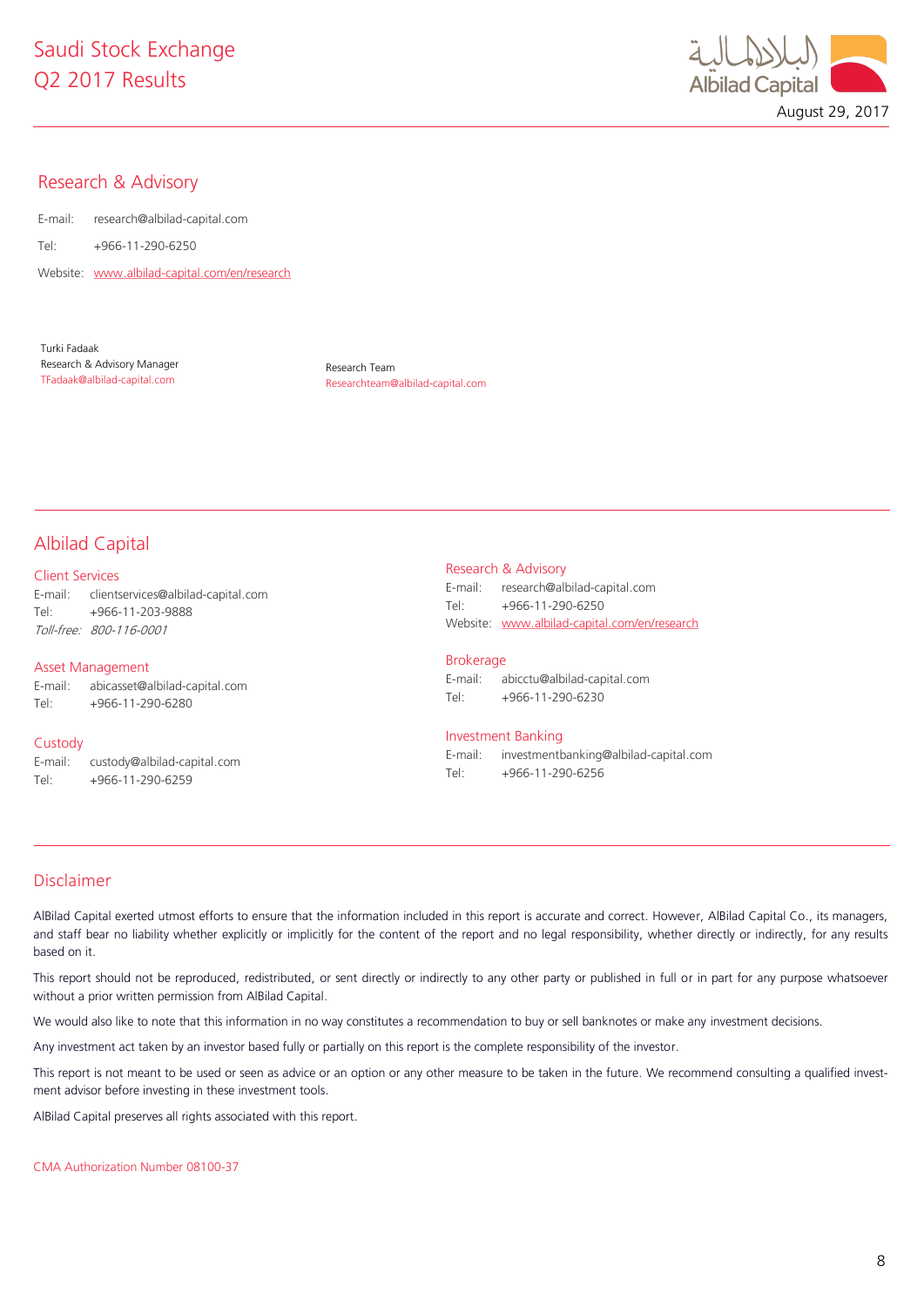## Research & Advisory

E-mail: research@albilad-capital.com

Tel: +966-11-290-6250

Website: www.albilad-capital.com/en/research

Turki Fadaak
Research & Advisory Manager
TFadaak@albilad-capital.com

Research Team
Researchteam@albilad-capital.com

## Albilad Capital

### Client Services

E-mail: clientservices@albilad-capital.com
Tel: +966-11-203-9888
*Toll-free: 800-116-0001*

### Asset Management

E-mail: abicasset@albilad-capital.com
Tel: +966-11-290-6280

### Custody

E-mail: custody@albilad-capital.com
Tel: +966-11-290-6259

### Research & Advisory

E-mail: research@albilad-capital.com
Tel: +966-11-290-6250
Website: www.albilad-capital.com/en/research

### Brokerage

E-mail: abicctu@albilad-capital.com
Tel: +966-11-290-6230

### Investment Banking

E-mail: investmentbanking@albilad-capital.com
Tel: +966-11-290-6256

## Disclaimer

AlBilad Capital exerted utmost efforts to ensure that the information included in this report is accurate and correct. However, AlBilad Capital Co., its managers, and staff bear no liability whether explicitly or implicitly for the content of the report and no legal responsibility, whether directly or indirectly, for any results based on it.

This report should not be reproduced, redistributed, or sent directly or indirectly to any other party or published in full or in part for any purpose whatsoever without a prior written permission from AlBilad Capital.

We would also like to note that this information in no way constitutes a recommendation to buy or sell banknotes or make any investment decisions.

Any investment act taken by an investor based fully or partially on this report is the complete responsibility of the investor.

This report is not meant to be used or seen as advice or an option or any other measure to be taken in the future. We recommend consulting a qualified investment advisor before investing in these investment tools.

AlBilad Capital preserves all rights associated with this report.

CMA Authorization Number 08100-37